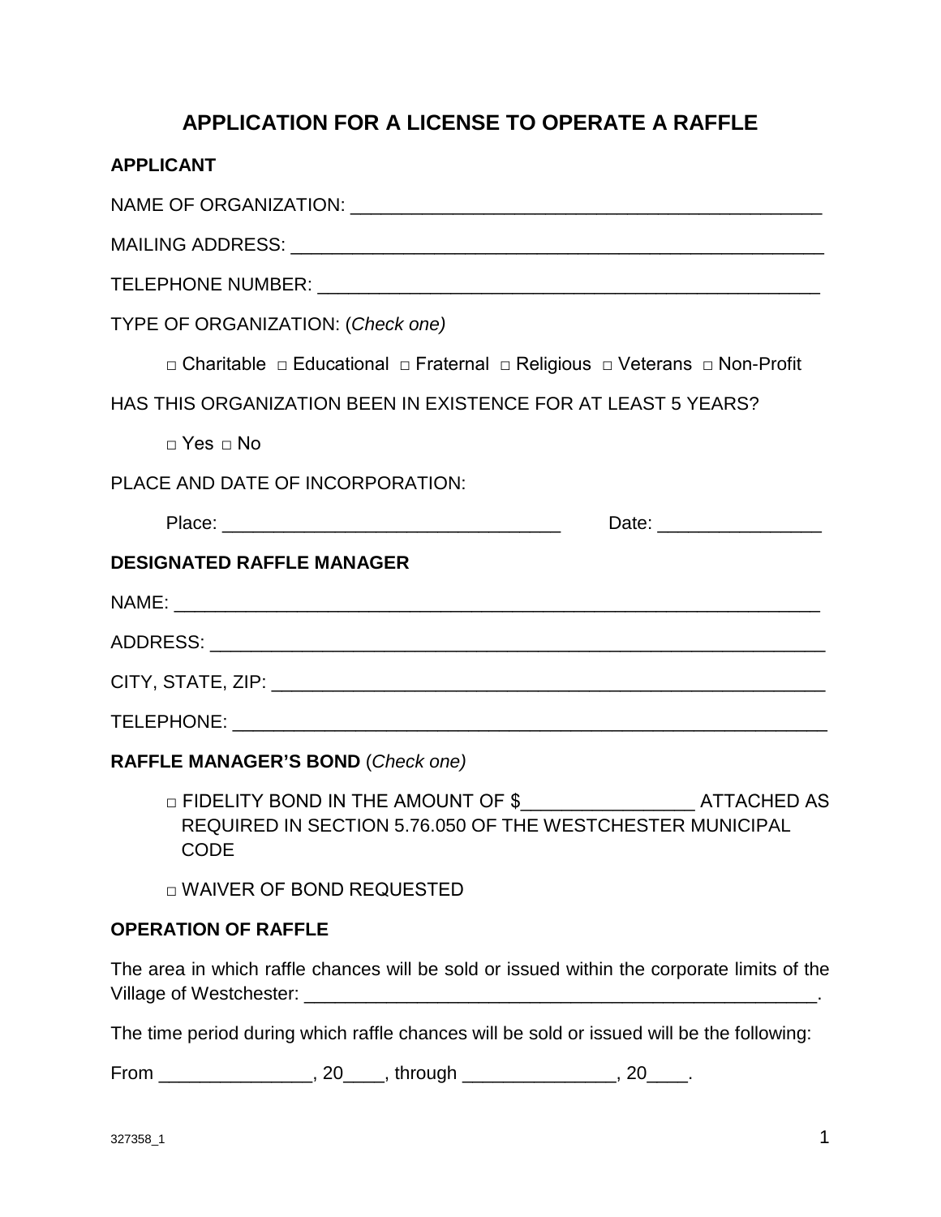# APPLICATION FOR A LICENSE TO OPERATE A RAFFLE

## APPLICANT

NAME OF ORGANIZATION: _______________________________________________

MAILING ADDRESS: ____________________________________________________

TELEPHONE NUMBER: __________________________________________________

TYPE OF ORGANIZATION: (*Check one)*

□ Charitable □ Educational □ Fraternal □ Religious □ Veterans □ Non-Profit

HAS THIS ORGANIZATION BEEN IN EXISTENCE FOR AT LEAST 5 YEARS?

□ Yes □ No

PLACE AND DATE OF INCORPORATION:

Place: _________________________________ Date: ________________

## DESIGNATED RAFFLE MANAGER

NAME: _________________________________________________________________

ADDRESS: ______________________________________________________________

CITY, STATE, ZIP: _______________________________________________________

TELEPHONE: ____________________________________________________________

**RAFFLE MANAGER'S BOND** (*Check one)*

□ FIDELITY BOND IN THE AMOUNT OF $_________________ ATTACHED AS REQUIRED IN SECTION 5.76.050 OF THE WESTCHESTER MUNICIPAL CODE

□ WAIVER OF BOND REQUESTED

## OPERATION OF RAFFLE

The area in which raffle chances will be sold or issued within the corporate limits of the Village of Westchester: ____________________________________________________.

The time period during which raffle chances will be sold or issued will be the following:

From _______________, 20____, through _______________, 20____.

327358_1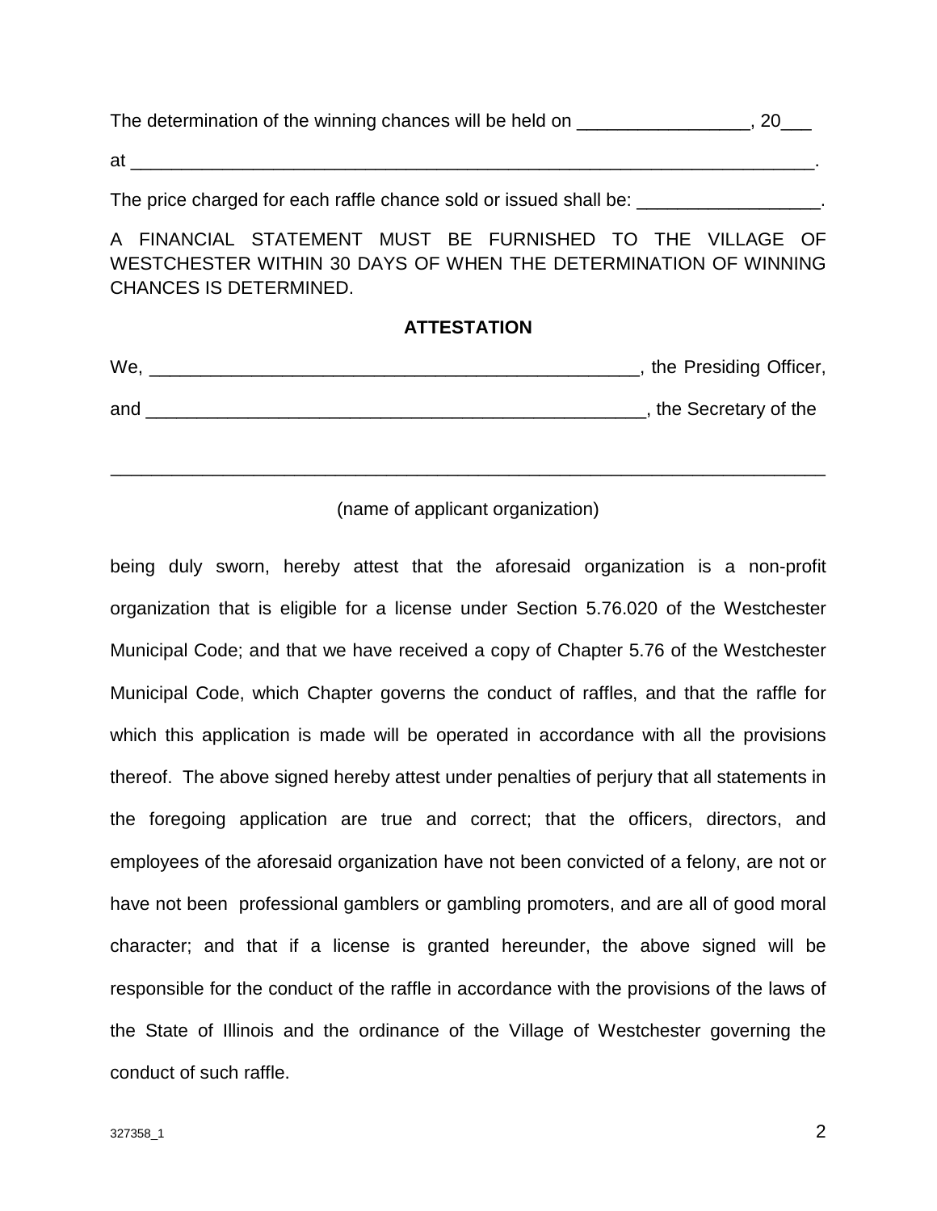The determination of the winning chances will be held on _________________, 20___

at _______________________________________________________________________.

The price charged for each raffle chance sold or issued shall be: __________________.

A FINANCIAL STATEMENT MUST BE FURNISHED TO THE VILLAGE OF WESTCHESTER WITHIN 30 DAYS OF WHEN THE DETERMINATION OF WINNING CHANCES IS DETERMINED.

**ATTESTATION**

We, __________________________________________________, the Presiding Officer,

and ____________________________________________________, the Secretary of the

___________________________________________________________________________

(name of applicant organization)

being duly sworn, hereby attest that the aforesaid organization is a non-profit organization that is eligible for a license under Section 5.76.020 of the Westchester Municipal Code; and that we have received a copy of Chapter 5.76 of the Westchester Municipal Code, which Chapter governs the conduct of raffles, and that the raffle for which this application is made will be operated in accordance with all the provisions thereof. The above signed hereby attest under penalties of perjury that all statements in the foregoing application are true and correct; that the officers, directors, and employees of the aforesaid organization have not been convicted of a felony, are not or have not been professional gamblers or gambling promoters, and are all of good moral character; and that if a license is granted hereunder, the above signed will be responsible for the conduct of the raffle in accordance with the provisions of the laws of the State of Illinois and the ordinance of the Village of Westchester governing the conduct of such raffle.

327358_1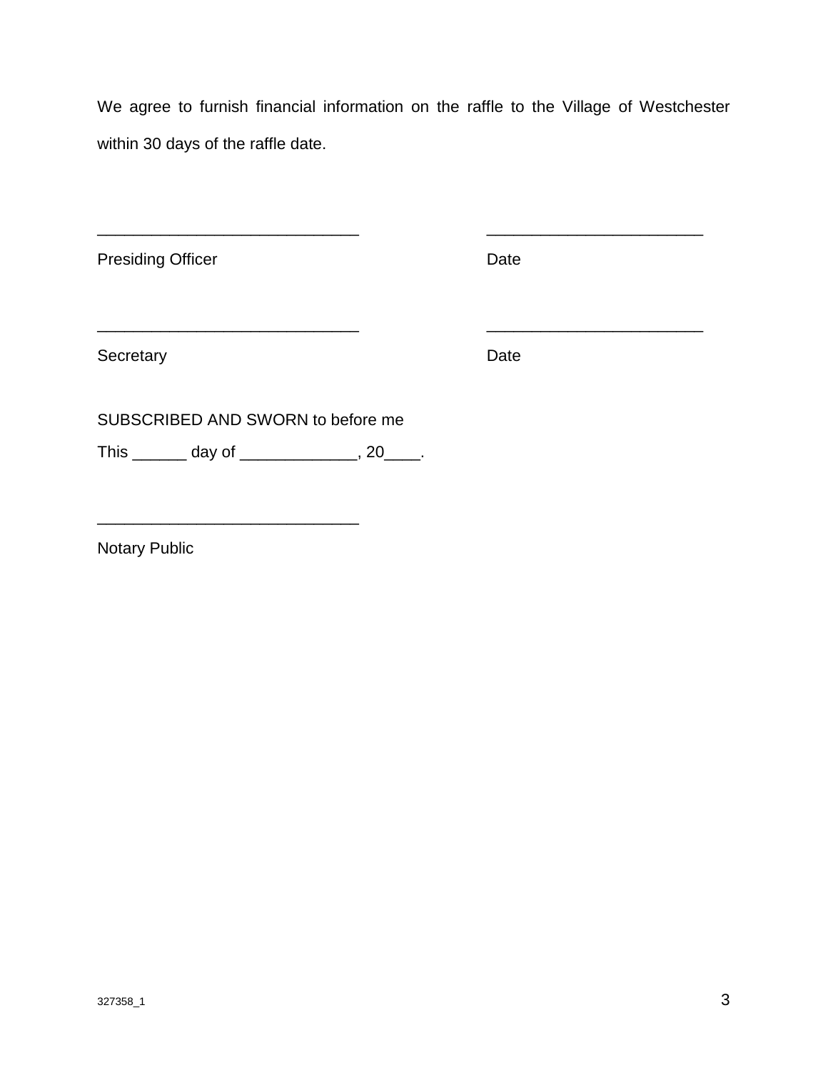We agree to furnish financial information on the raffle to the Village of Westchester within 30 days of the raffle date.

_____________________________ _________________________

Presiding Officer Date

_____________________________ _________________________

Secretary Date

SUBSCRIBED AND SWORN to before me

This ______ day of _____________, 20____.

_____________________________

Notary Public

327358_1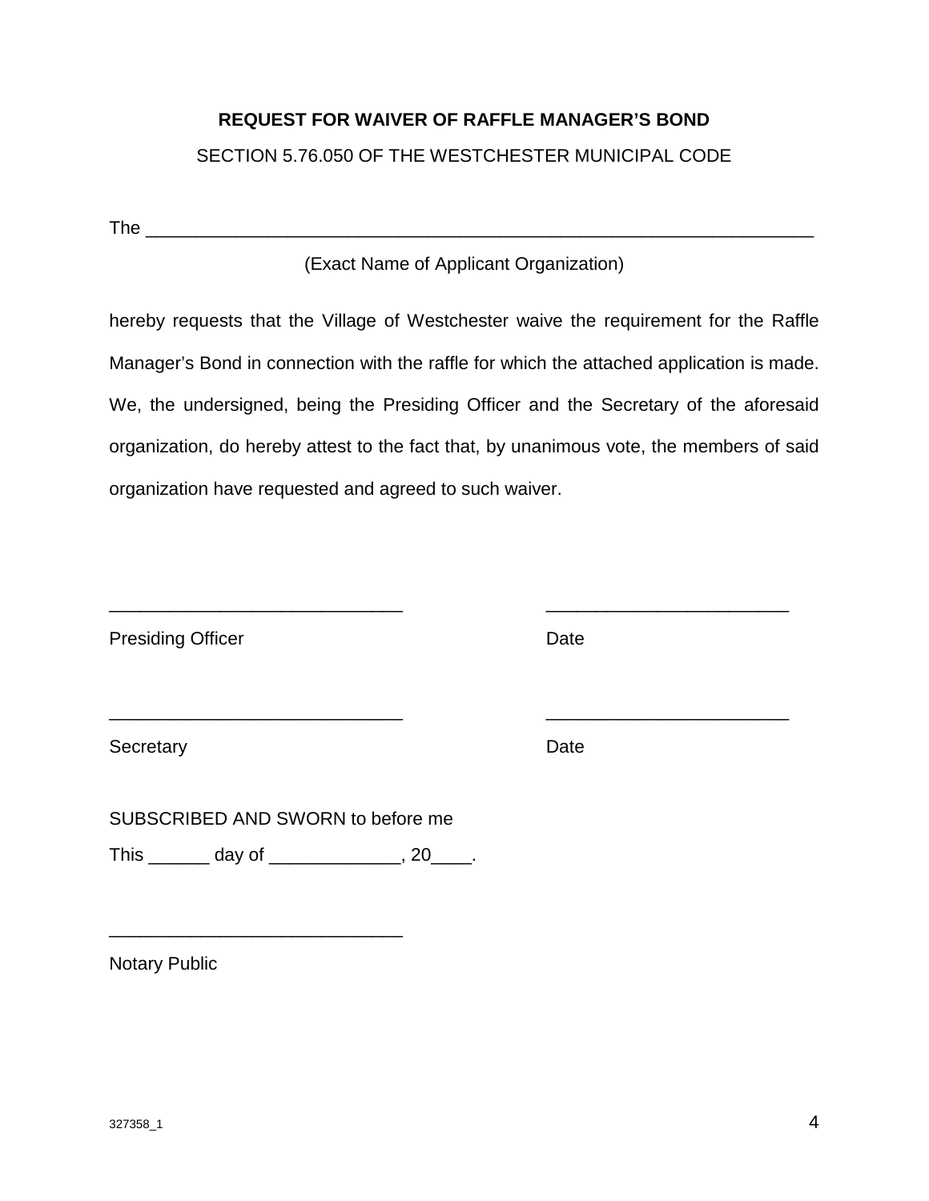**REQUEST FOR WAIVER OF RAFFLE MANAGER'S BOND**

SECTION 5.76.050 OF THE WESTCHESTER MUNICIPAL CODE

The ____________________________________________________________________

(Exact Name of Applicant Organization)

hereby requests that the Village of Westchester waive the requirement for the Raffle Manager's Bond in connection with the raffle for which the attached application is made. We, the undersigned, being the Presiding Officer and the Secretary of the aforesaid organization, do hereby attest to the fact that, by unanimous vote, the members of said organization have requested and agreed to such waiver.

_____________________________ _________________________

Presiding Officer Date

_____________________________ _________________________

Secretary Date

SUBSCRIBED AND SWORN to before me

This ______ day of _____________, 20____.

_____________________________

Notary Public

327358_1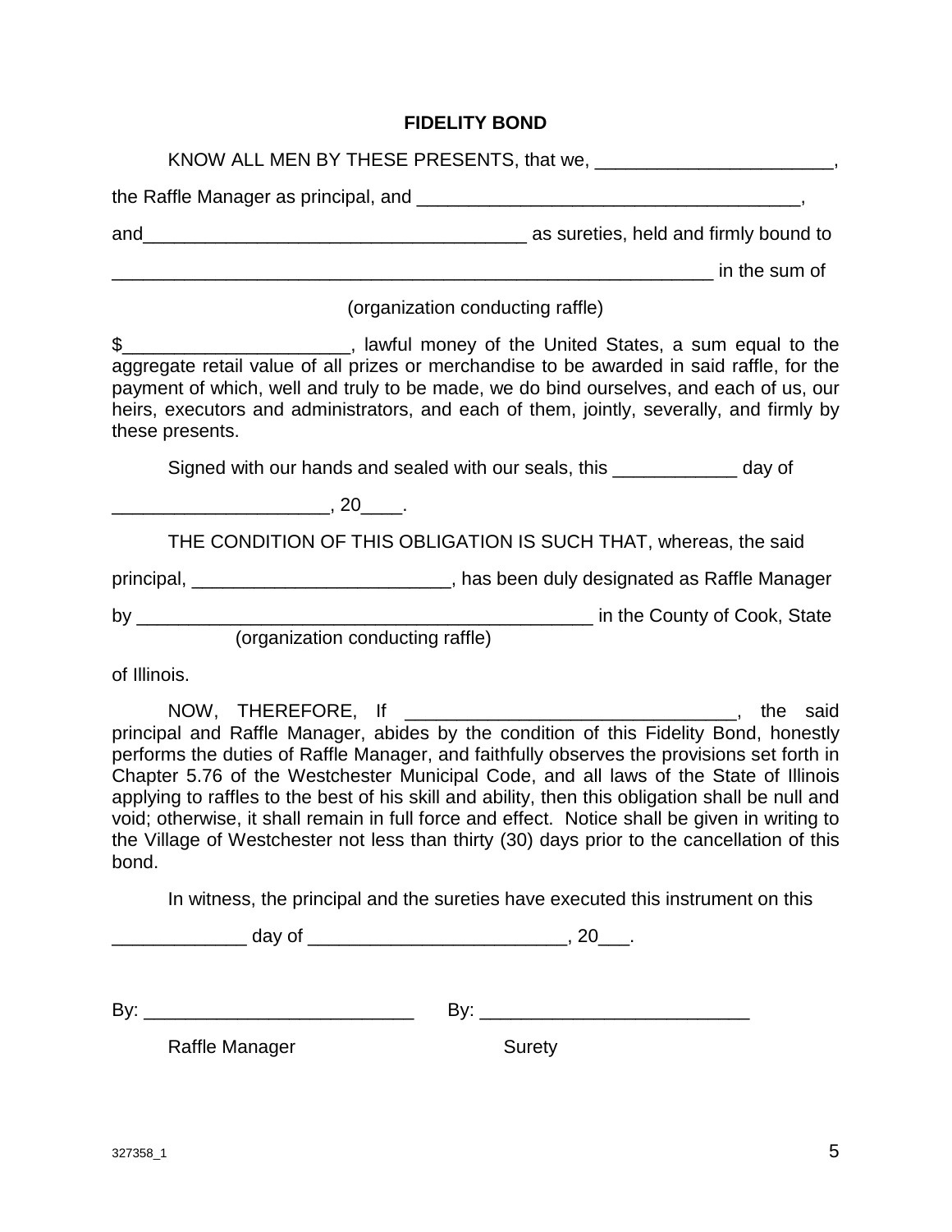**FIDELITY BOND**

KNOW ALL MEN BY THESE PRESENTS, that we, _______________________, the Raffle Manager as principal, and _____________________________________, and_____________________________________ as sureties, held and firmly bound to __________________________________________________________ in the sum of

(organization conducting raffle)

$_____________________, lawful money of the United States, a sum equal to the aggregate retail value of all prizes or merchandise to be awarded in said raffle, for the payment of which, well and truly to be made, we do bind ourselves, and each of us, our heirs, executors and administrators, and each of them, jointly, severally, and firmly by these presents.

Signed with our hands and sealed with our seals, this ____________ day of _____________________, 20____.

THE CONDITION OF THIS OBLIGATION IS SUCH THAT, whereas, the said principal, _________________________, has been duly designated as Raffle Manager by _____________________________________________ in the County of Cook, State of Illinois.

(organization conducting raffle)

NOW, THEREFORE, If ________________________________, the said principal and Raffle Manager, abides by the condition of this Fidelity Bond, honestly performs the duties of Raffle Manager, and faithfully observes the provisions set forth in Chapter 5.76 of the Westchester Municipal Code, and all laws of the State of Illinois applying to raffles to the best of his skill and ability, then this obligation shall be null and void; otherwise, it shall remain in full force and effect. Notice shall be given in writing to the Village of Westchester not less than thirty (30) days prior to the cancellation of this bond.

In witness, the principal and the sureties have executed this instrument on this _____________ day of _________________________, 20___.

By: __________________________ By: __________________________

Raffle Manager Surety

327358_1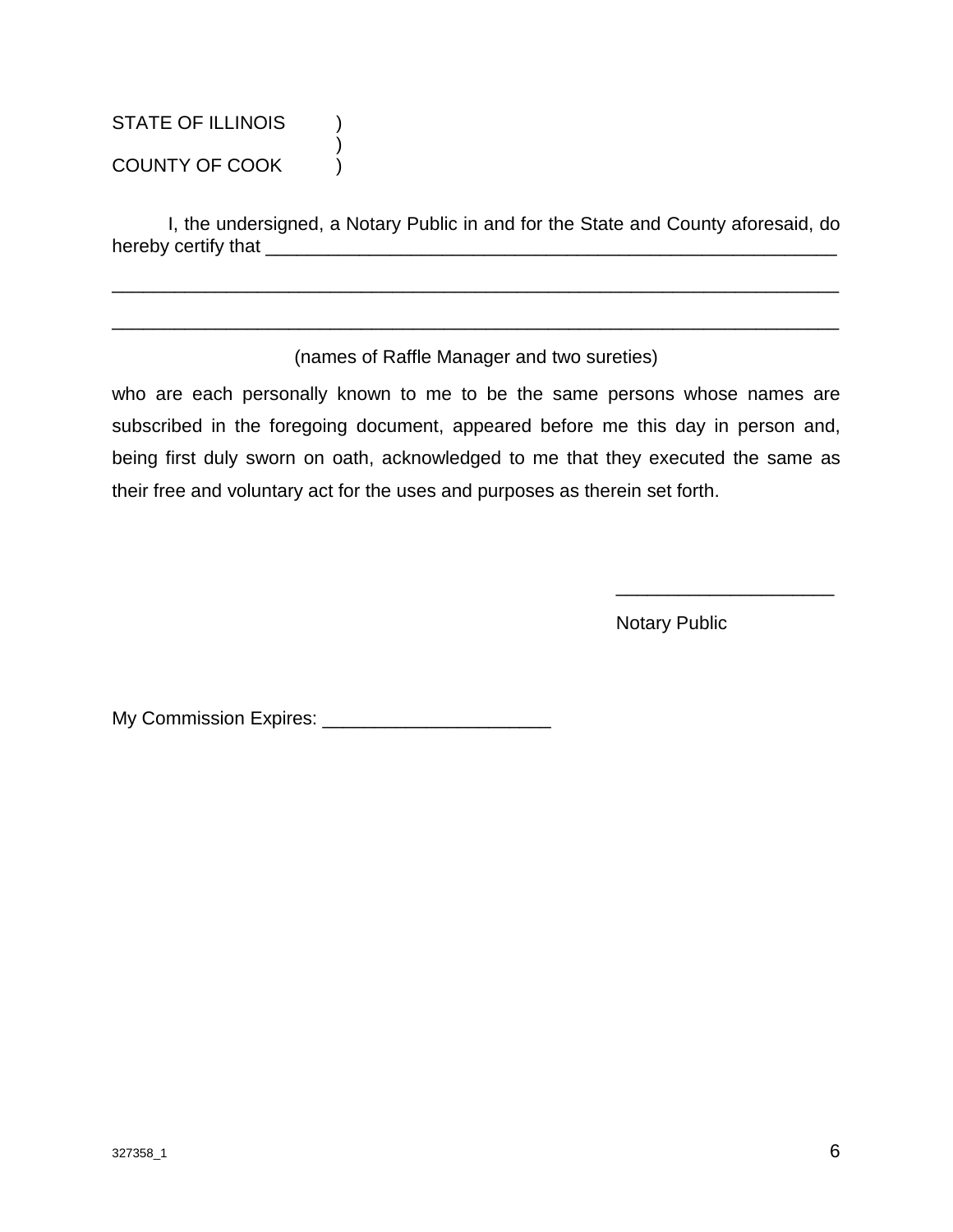STATE OF ILLINOIS )  
)  
COUNTY OF COOK )

I, the undersigned, a Notary Public in and for the State and County aforesaid, do hereby certify that ________________________________________________________

________________________________________________________________________

________________________________________________________________________

(names of Raffle Manager and two sureties)

who are each personally known to me to be the same persons whose names are subscribed in the foregoing document, appeared before me this day in person and, being first duly sworn on oath, acknowledged to me that they executed the same as their free and voluntary act for the uses and purposes as therein set forth.

____________________  
Notary Public

My Commission Expires: ______________________

327358_1